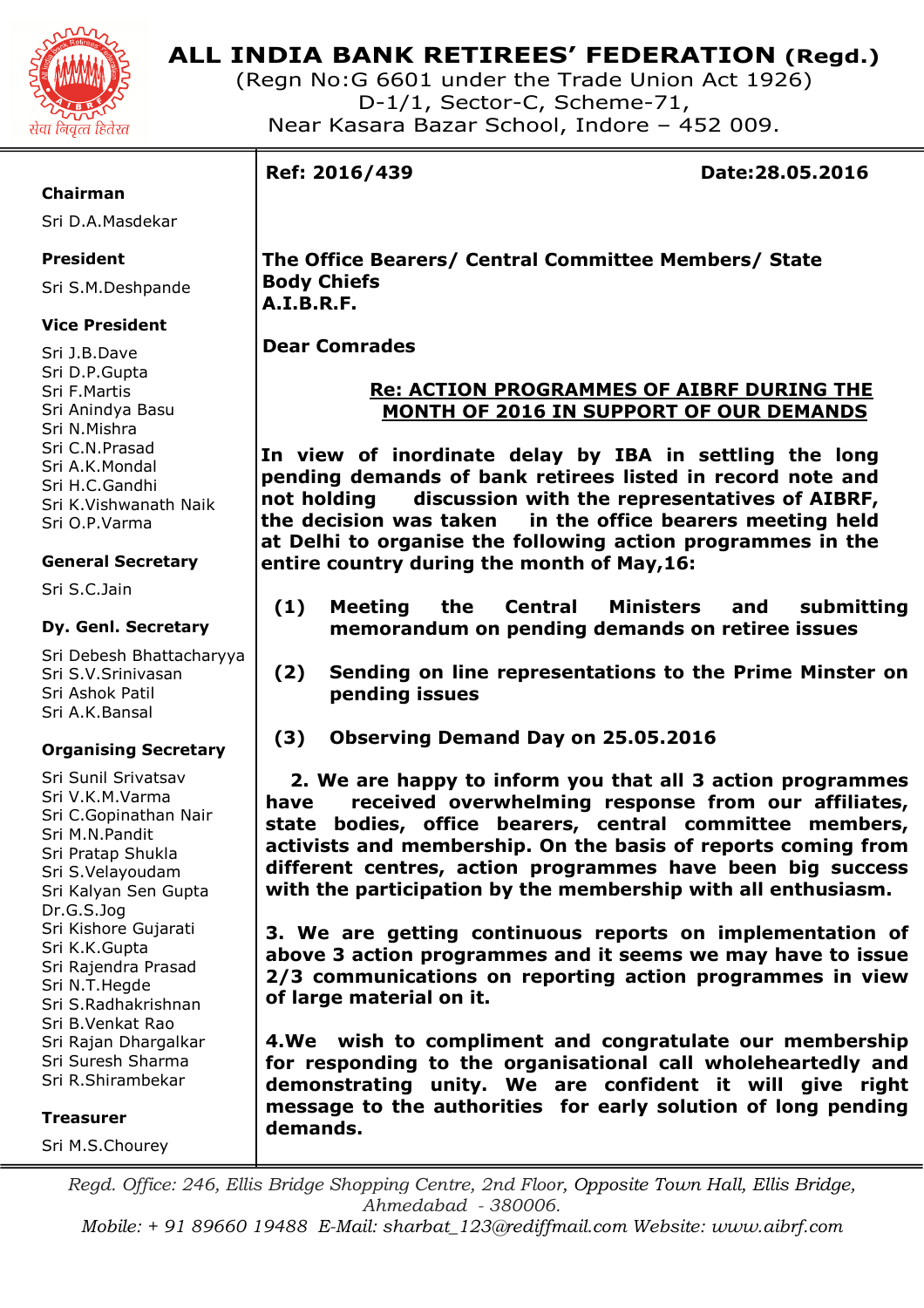# ALL INDIA BANK RETIREES' FEDERATION (Regd.)

(Regn No:G 6601 under the Trade Union Act 1926)
D-1/1, Sector-C, Scheme-71,
Near Kasara Bazar School, Indore – 452 009.

सेवा निवृत्त हितेश

**Chairman**
Sri D.A.Masdekar

**President**
Sri S.M.Deshpande

**Vice President**
Sri J.B.Dave
Sri D.P.Gupta
Sri F.Martis
Sri Anindya Basu
Sri N.Mishra
Sri C.N.Prasad
Sri A.K.Mondal
Sri H.C.Gandhi
Sri K.Vishwanath Naik
Sri O.P.Varma

**General Secretary**
Sri S.C.Jain

**Dy. Genl. Secretary**
Sri Debesh Bhattacharyya
Sri S.V.Srinivasan
Sri Ashok Patil
Sri A.K.Bansal

**Organising Secretary**
Sri Sunil Srivatsav
Sri V.K.M.Varma
Sri C.Gopinathan Nair
Sri M.N.Pandit
Sri Pratap Shukla
Sri S.Velayoudam
Sri Kalyan Sen Gupta
Dr.G.S.Jog
Sri Kishore Gujarati
Sri K.K.Gupta
Sri Rajendra Prasad
Sri N.T.Hegde
Sri S.Radhakrishnan
Sri B.Venkat Rao
Sri Rajan Dhargalkar
Sri Suresh Sharma
Sri R.Shirambekar

**Treasurer**
Sri M.S.Chourey

**Ref: 2016/439** **Date:28.05.2016**

**The Office Bearers/ Central Committee Members/ State Body Chiefs**
**A.I.B.R.F.**

**Dear Comrades**

**Re: ACTION PROGRAMMES OF AIBRF DURING THE MONTH OF 2016 IN SUPPORT OF OUR DEMANDS**

**In view of inordinate delay by IBA in settling the long pending demands of bank retirees listed in record note and not holding discussion with the representatives of AIBRF, the decision was taken in the office bearers meeting held at Delhi to organise the following action programmes in the entire country during the month of May,16:**

**(1) Meeting the Central Ministers and submitting memorandum on pending demands on retiree issues**

**(2) Sending on line representations to the Prime Minster on pending issues**

**(3) Observing Demand Day on 25.05.2016**

**2. We are happy to inform you that all 3 action programmes have received overwhelming response from our affiliates, state bodies, office bearers, central committee members, activists and membership. On the basis of reports coming from different centres, action programmes have been big success with the participation by the membership with all enthusiasm.**

**3. We are getting continuous reports on implementation of above 3 action programmes and it seems we may have to issue 2/3 communications on reporting action programmes in view of large material on it.**

**4.We wish to compliment and congratulate our membership for responding to the organisational call wholeheartedly and demonstrating unity. We are confident it will give right message to the authorities for early solution of long pending demands.**

*Regd. Office: 246, Ellis Bridge Shopping Centre, 2nd Floor, Opposite Town Hall, Ellis Bridge, Ahmedabad - 380006.*
*Mobile: + 91 89660 19488 E-Mail: sharbat_123@rediffmail.com Website: www.aibrf.com*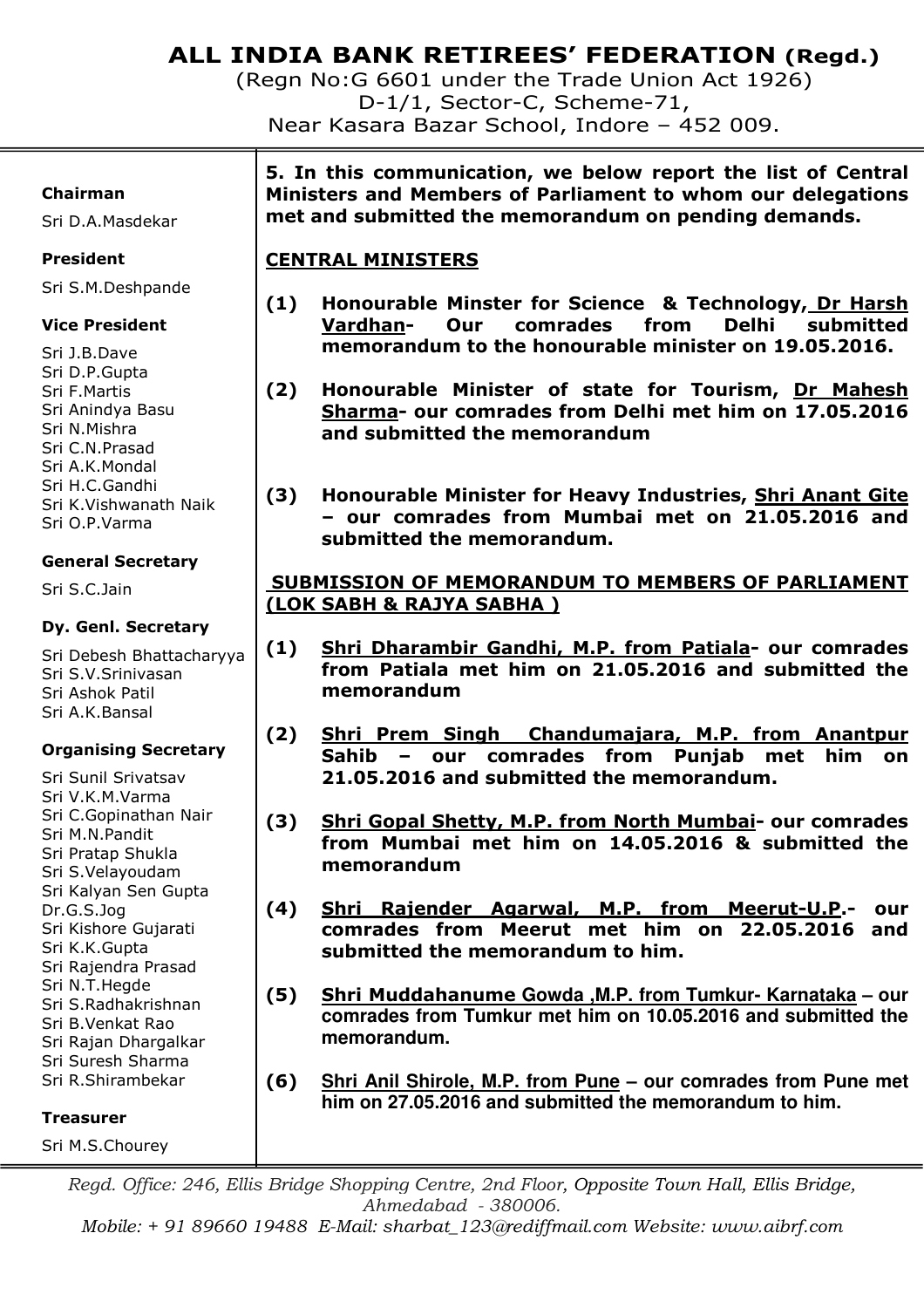# ALL INDIA BANK RETIREES' FEDERATION (Regd.)

(Regn No:G 6601 under the Trade Union Act 1926)
D-1/1, Sector-C, Scheme-71,
Near Kasara Bazar School, Indore – 452 009.

**Chairman**
Sri D.A.Masdekar

**President**
Sri S.M.Deshpande

**Vice President**
Sri J.B.Dave
Sri D.P.Gupta
Sri F.Martis
Sri Anindya Basu
Sri N.Mishra
Sri C.N.Prasad
Sri A.K.Mondal
Sri H.C.Gandhi
Sri K.Vishwanath Naik
Sri O.P.Varma

**General Secretary**
Sri S.C.Jain

**Dy. Genl. Secretary**
Sri Debesh Bhattacharyya
Sri S.V.Srinivasan
Sri Ashok Patil
Sri A.K.Bansal

**Organising Secretary**
Sri Sunil Srivatsav
Sri V.K.M.Varma
Sri C.Gopinathan Nair
Sri M.N.Pandit
Sri Pratap Shukla
Sri S.Velayoudam
Sri Kalyan Sen Gupta
Dr.G.S.Jog
Sri Kishore Gujarati
Sri K.K.Gupta
Sri Rajendra Prasad
Sri N.T.Hegde
Sri S.Radhakrishnan
Sri B.Venkat Rao
Sri Rajan Dhargalkar
Sri Suresh Sharma
Sri R.Shirambekar

**Treasurer**
Sri M.S.Chourey

**5. In this communication, we below report the list of Central Ministers and Members of Parliament to whom our delegations met and submitted the memorandum on pending demands.**

**CENTRAL MINISTERS**

**(1) Honourable Minster for Science & Technology, Dr Harsh Vardhan- Our comrades from Delhi submitted memorandum to the honourable minister on 19.05.2016.**

**(2) Honourable Minister of state for Tourism, Dr Mahesh Sharma- our comrades from Delhi met him on 17.05.2016 and submitted the memorandum**

**(3) Honourable Minister for Heavy Industries, Shri Anant Gite – our comrades from Mumbai met on 21.05.2016 and submitted the memorandum.**

**SUBMISSION OF MEMORANDUM TO MEMBERS OF PARLIAMENT (LOK SABH & RAJYA SABHA )**

**(1) Shri Dharambir Gandhi, M.P. from Patiala- our comrades from Patiala met him on 21.05.2016 and submitted the memorandum**

**(2) Shri Prem Singh Chandumajara, M.P. from Anantpur Sahib – our comrades from Punjab met him on 21.05.2016 and submitted the memorandum.**

**(3) Shri Gopal Shetty, M.P. from North Mumbai- our comrades from Mumbai met him on 14.05.2016 & submitted the memorandum**

**(4) Shri Rajender Agarwal, M.P. from Meerut-U.P.- our comrades from Meerut met him on 22.05.2016 and submitted the memorandum to him.**

**(5) Shri Muddahanume Gowda ,M.P. from Tumkur- Karnataka – our comrades from Tumkur met him on 10.05.2016 and submitted the memorandum.**

**(6) Shri Anil Shirole, M.P. from Pune – our comrades from Pune met him on 27.05.2016 and submitted the memorandum to him.**

*Regd. Office: 246, Ellis Bridge Shopping Centre, 2nd Floor, Opposite Town Hall, Ellis Bridge, Ahmedabad - 380006.*
*Mobile: + 91 89660 19488 E-Mail: sharbat_123@rediffmail.com Website: www.aibrf.com*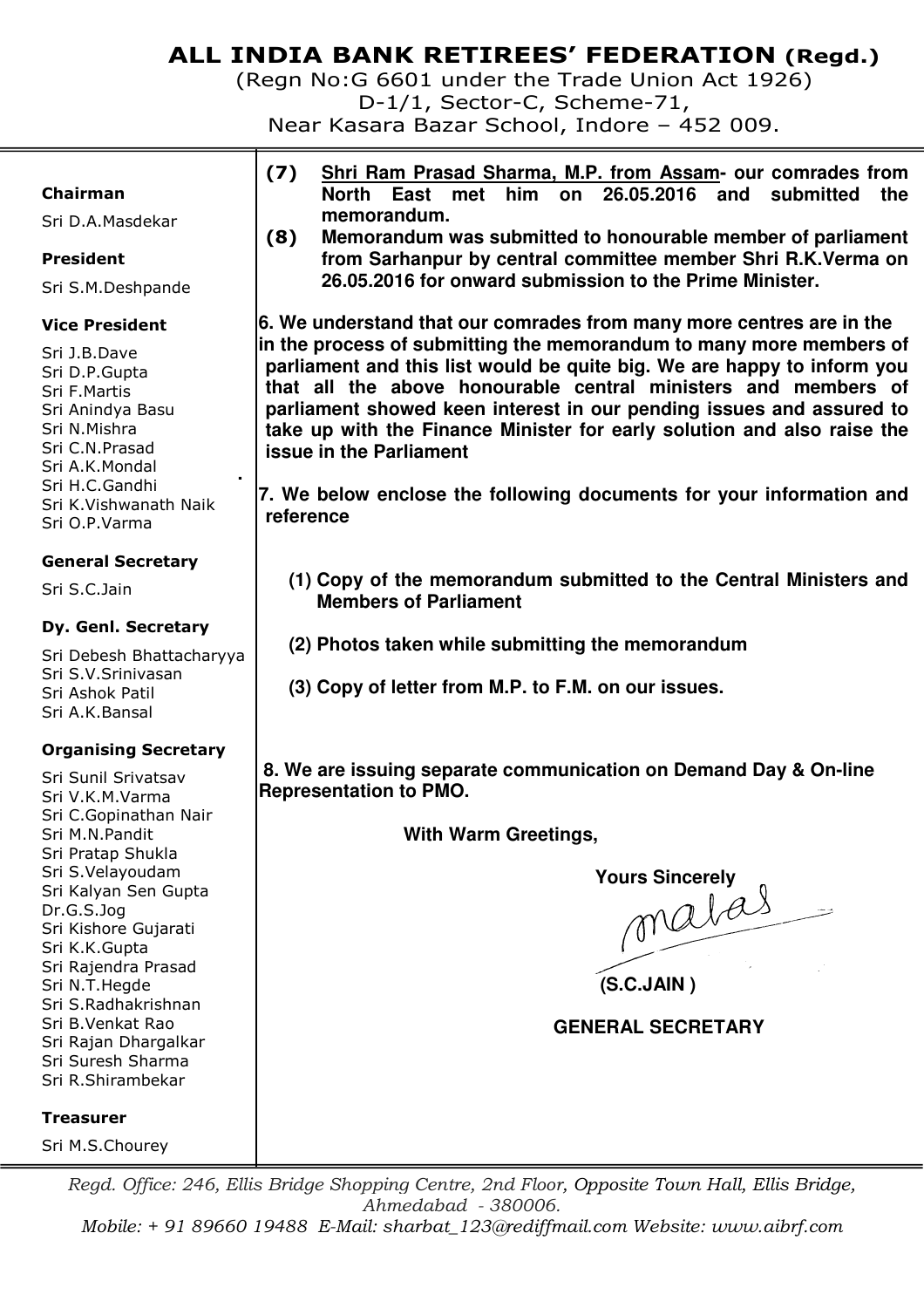# ALL INDIA BANK RETIREES' FEDERATION (Regd.)

(Regn No:G 6601 under the Trade Union Act 1926)
D-1/1, Sector-C, Scheme-71,
Near Kasara Bazar School, Indore – 452 009.

**Chairman**
Sri D.A.Masdekar

**President**
Sri S.M.Deshpande

**Vice President**
Sri J.B.Dave
Sri D.P.Gupta
Sri F.Martis
Sri Anindya Basu
Sri N.Mishra
Sri C.N.Prasad
Sri A.K.Mondal
Sri H.C.Gandhi
Sri K.Vishwanath Naik
Sri O.P.Varma

**General Secretary**
Sri S.C.Jain

**Dy. Genl. Secretary**
Sri Debesh Bhattacharyya
Sri S.V.Srinivasan
Sri Ashok Patil
Sri A.K.Bansal

**Organising Secretary**
Sri Sunil Srivatsav
Sri V.K.M.Varma
Sri C.Gopinathan Nair
Sri M.N.Pandit
Sri Pratap Shukla
Sri S.Velayoudam
Sri Kalyan Sen Gupta
Dr.G.S.Jog
Sri Kishore Gujarati
Sri K.K.Gupta
Sri Rajendra Prasad
Sri N.T.Hegde
Sri S.Radhakrishnan
Sri B.Venkat Rao
Sri Rajan Dhargalkar
Sri Suresh Sharma
Sri R.Shirambekar

**Treasurer**
Sri M.S.Chourey

**(7)** **Shri Ram Prasad Sharma, M.P. from Assam- our comrades from North East met him on 26.05.2016 and submitted the memorandum.**

**(8)** **Memorandum was submitted to honourable member of parliament from Sarhanpur by central committee member Shri R.K.Verma on 26.05.2016 for onward submission to the Prime Minister.**

**6. We understand that our comrades from many more centres are in the in the process of submitting the memorandum to many more members of parliament and this list would be quite big. We are happy to inform you that all the above honourable central ministers and members of parliament showed keen interest in our pending issues and assured to take up with the Finance Minister for early solution and also raise the issue in the Parliament**

**7. We below enclose the following documents for your information and reference**

**(1) Copy of the memorandum submitted to the Central Ministers and Members of Parliament**

**(2) Photos taken while submitting the memorandum**

**(3) Copy of letter from M.P. to F.M. on our issues.**

**8. We are issuing separate communication on Demand Day & On-line Representation to PMO.**

**With Warm Greetings,**

**Yours Sincerely**

**(S.C.JAIN )**

**GENERAL SECRETARY**

*Regd. Office: 246, Ellis Bridge Shopping Centre, 2nd Floor, Opposite Town Hall, Ellis Bridge, Ahmedabad - 380006.*
*Mobile: + 91 89660 19488 E-Mail: sharbat_123@rediffmail.com Website: www.aibrf.com*